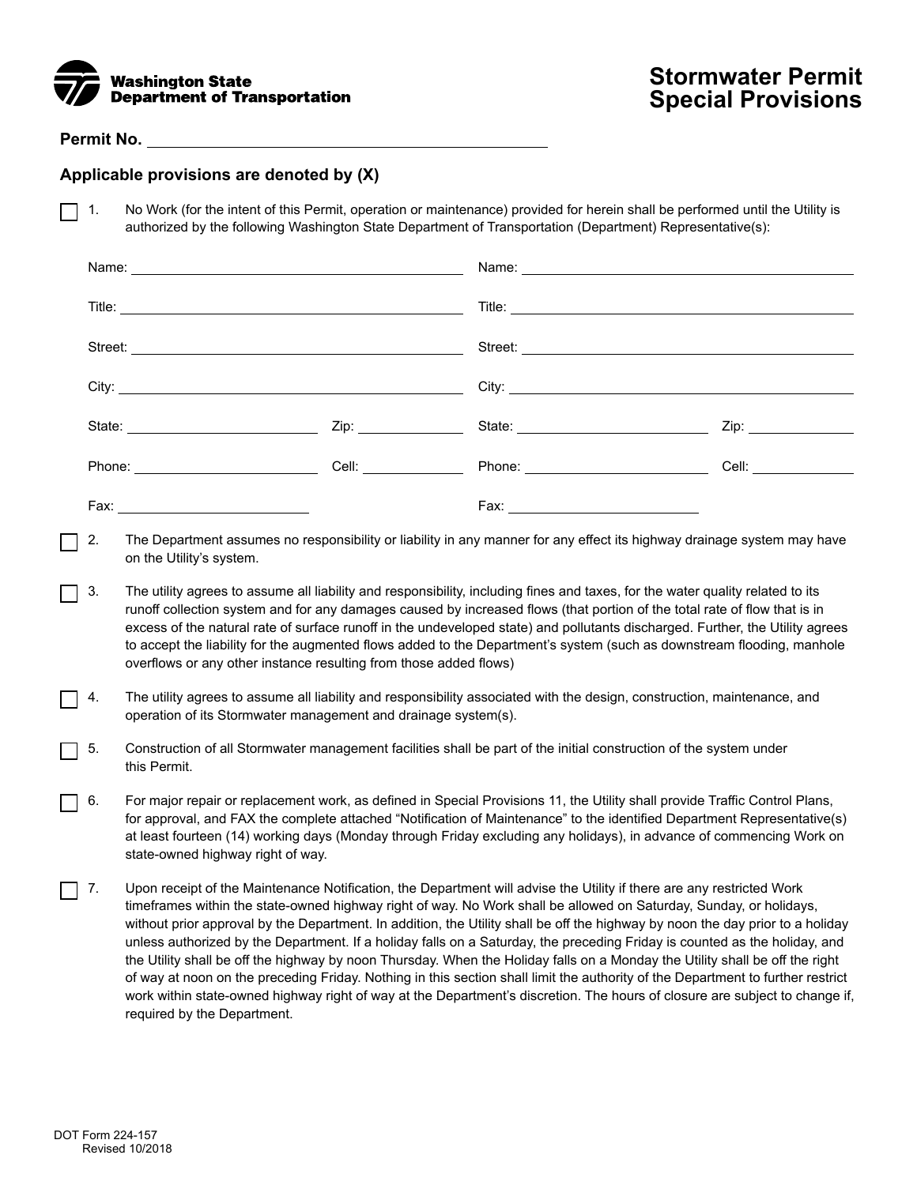Washington State Department of Transportation

# Stormwater Permit Special Provisions

**Permit No.** ____________________

**Applicable provisions are denoted by (X)**

☐ 1. No Work (for the intent of this Permit, operation or maintenance) provided for herein shall be performed until the Utility is authorized by the following Washington State Department of Transportation (Department) Representative(s):

| | | | |
|---|---|---|---|
| Name: | | Name: | |
| Title: | | Title: | |
| Street: | | Street: | |
| City: | | City: | |
| State: | Zip: | State: | Zip: |
| Phone: | Cell: | Phone: | Cell: |
| Fax: | | Fax: | |

☐ 2. The Department assumes no responsibility or liability in any manner for any effect its highway drainage system may have on the Utility's system.

☐ 3. The utility agrees to assume all liability and responsibility, including fines and taxes, for the water quality related to its runoff collection system and for any damages caused by increased flows (that portion of the total rate of flow that is in excess of the natural rate of surface runoff in the undeveloped state) and pollutants discharged. Further, the Utility agrees to accept the liability for the augmented flows added to the Department's system (such as downstream flooding, manhole overflows or any other instance resulting from those added flows)

☐ 4. The utility agrees to assume all liability and responsibility associated with the design, construction, maintenance, and operation of its Stormwater management and drainage system(s).

☐ 5. Construction of all Stormwater management facilities shall be part of the initial construction of the system under this Permit.

☐ 6. For major repair or replacement work, as defined in Special Provisions 11, the Utility shall provide Traffic Control Plans, for approval, and FAX the complete attached "Notification of Maintenance" to the identified Department Representative(s) at least fourteen (14) working days (Monday through Friday excluding any holidays), in advance of commencing Work on state-owned highway right of way.

☐ 7. Upon receipt of the Maintenance Notification, the Department will advise the Utility if there are any restricted Work timeframes within the state-owned highway right of way. No Work shall be allowed on Saturday, Sunday, or holidays, without prior approval by the Department. In addition, the Utility shall be off the highway by noon the day prior to a holiday unless authorized by the Department. If a holiday falls on a Saturday, the preceding Friday is counted as the holiday, and the Utility shall be off the highway by noon Thursday. When the Holiday falls on a Monday the Utility shall be off the right of way at noon on the preceding Friday. Nothing in this section shall limit the authority of the Department to further restrict work within state-owned highway right of way at the Department's discretion. The hours of closure are subject to change if, required by the Department.

DOT Form 224-157
Revised 10/2018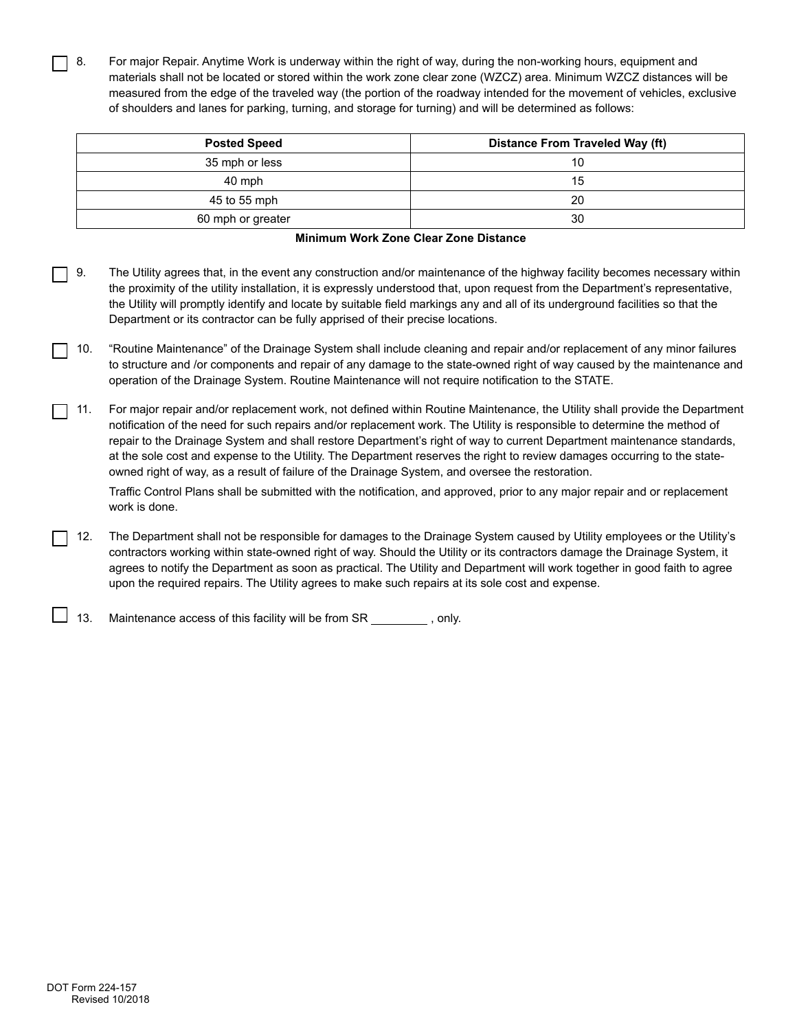☐ 8. For major Repair. Anytime Work is underway within the right of way, during the non-working hours, equipment and materials shall not be located or stored within the work zone clear zone (WZCZ) area. Minimum WZCZ distances will be measured from the edge of the traveled way (the portion of the roadway intended for the movement of vehicles, exclusive of shoulders and lanes for parking, turning, and storage for turning) and will be determined as follows:

| Posted Speed | Distance From Traveled Way (ft) |
|---|---|
| 35 mph or less | 10 |
| 40 mph | 15 |
| 45 to 55 mph | 20 |
| 60 mph or greater | 30 |

**Minimum Work Zone Clear Zone Distance**

☐ 9. The Utility agrees that, in the event any construction and/or maintenance of the highway facility becomes necessary within the proximity of the utility installation, it is expressly understood that, upon request from the Department's representative, the Utility will promptly identify and locate by suitable field markings any and all of its underground facilities so that the Department or its contractor can be fully apprised of their precise locations.

☐ 10. "Routine Maintenance" of the Drainage System shall include cleaning and repair and/or replacement of any minor failures to structure and /or components and repair of any damage to the state-owned right of way caused by the maintenance and operation of the Drainage System. Routine Maintenance will not require notification to the STATE.

☐ 11. For major repair and/or replacement work, not defined within Routine Maintenance, the Utility shall provide the Department notification of the need for such repairs and/or replacement work. The Utility is responsible to determine the method of repair to the Drainage System and shall restore Department's right of way to current Department maintenance standards, at the sole cost and expense to the Utility. The Department reserves the right to review damages occurring to the state-owned right of way, as a result of failure of the Drainage System, and oversee the restoration.

Traffic Control Plans shall be submitted with the notification, and approved, prior to any major repair and or replacement work is done.

☐ 12. The Department shall not be responsible for damages to the Drainage System caused by Utility employees or the Utility's contractors working within state-owned right of way. Should the Utility or its contractors damage the Drainage System, it agrees to notify the Department as soon as practical. The Utility and Department will work together in good faith to agree upon the required repairs. The Utility agrees to make such repairs at its sole cost and expense.

☐ 13. Maintenance access of this facility will be from SR _________ , only.

DOT Form 224-157
Revised 10/2018